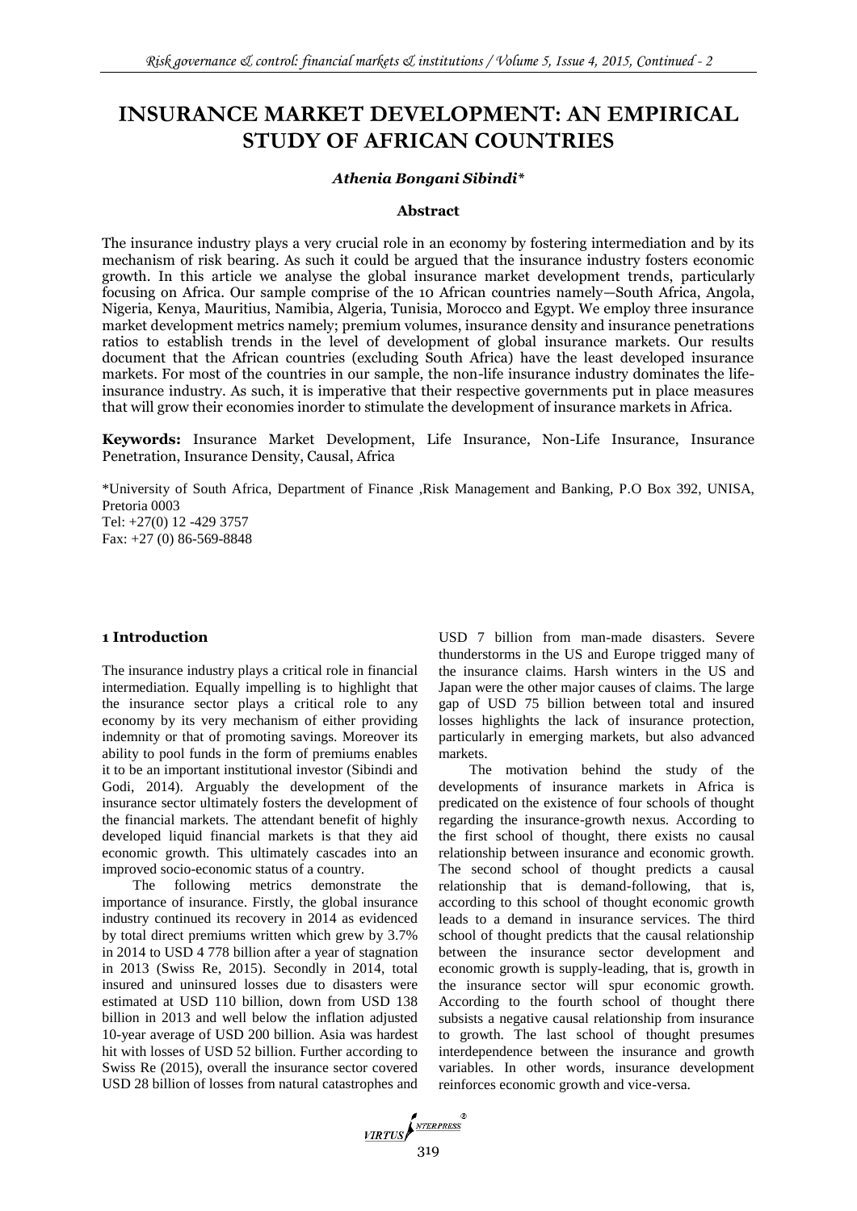# INSURANCE MARKET DEVELOPMENT: AN EMPIRICAL STUDY OF AFRICAN COUNTRIES

***Athenia Bongani Sibindi****

## Abstract

The insurance industry plays a very crucial role in an economy by fostering intermediation and by its mechanism of risk bearing. As such it could be argued that the insurance industry fosters economic growth. In this article we analyse the global insurance market development trends, particularly focusing on Africa. Our sample comprise of the 10 African countries namely—South Africa, Angola, Nigeria, Kenya, Mauritius, Namibia, Algeria, Tunisia, Morocco and Egypt. We employ three insurance market development metrics namely; premium volumes, insurance density and insurance penetrations ratios to establish trends in the level of development of global insurance markets. Our results document that the African countries (excluding South Africa) have the least developed insurance markets. For most of the countries in our sample, the non-life insurance industry dominates the life-insurance industry. As such, it is imperative that their respective governments put in place measures that will grow their economies inorder to stimulate the development of insurance markets in Africa.

**Keywords:** Insurance Market Development, Life Insurance, Non-Life Insurance, Insurance Penetration, Insurance Density, Causal, Africa

*University of South Africa, Department of Finance ,Risk Management and Banking, P.O Box 392, UNISA, Pretoria 0003
Tel: +27(0) 12 -429 3757
Fax: +27 (0) 86-569-8848

## 1 Introduction

The insurance industry plays a critical role in financial intermediation. Equally impelling is to highlight that the insurance sector plays a critical role to any economy by its very mechanism of either providing indemnity or that of promoting savings. Moreover its ability to pool funds in the form of premiums enables it to be an important institutional investor (Sibindi and Godi, 2014). Arguably the development of the insurance sector ultimately fosters the development of the financial markets. The attendant benefit of highly developed liquid financial markets is that they aid economic growth. This ultimately cascades into an improved socio-economic status of a country.

The following metrics demonstrate the importance of insurance. Firstly, the global insurance industry continued its recovery in 2014 as evidenced by total direct premiums written which grew by 3.7% in 2014 to USD 4 778 billion after a year of stagnation in 2013 (Swiss Re, 2015). Secondly in 2014, total insured and uninsured losses due to disasters were estimated at USD 110 billion, down from USD 138 billion in 2013 and well below the inflation adjusted 10-year average of USD 200 billion. Asia was hardest hit with losses of USD 52 billion. Further according to Swiss Re (2015), overall the insurance sector covered USD 28 billion of losses from natural catastrophes and USD 7 billion from man-made disasters. Severe thunderstorms in the US and Europe trigged many of the insurance claims. Harsh winters in the US and Japan were the other major causes of claims. The large gap of USD 75 billion between total and insured losses highlights the lack of insurance protection, particularly in emerging markets, but also advanced markets.

The motivation behind the study of the developments of insurance markets in Africa is predicated on the existence of four schools of thought regarding the insurance-growth nexus. According to the first school of thought, there exists no causal relationship between insurance and economic growth. The second school of thought predicts a causal relationship that is demand-following, that is, according to this school of thought economic growth leads to a demand in insurance services. The third school of thought predicts that the causal relationship between the insurance sector development and economic growth is supply-leading, that is, growth in the insurance sector will spur economic growth. According to the fourth school of thought there subsists a negative causal relationship from insurance to growth. The last school of thought presumes interdependence between the insurance and growth variables. In other words, insurance development reinforces economic growth and vice-versa.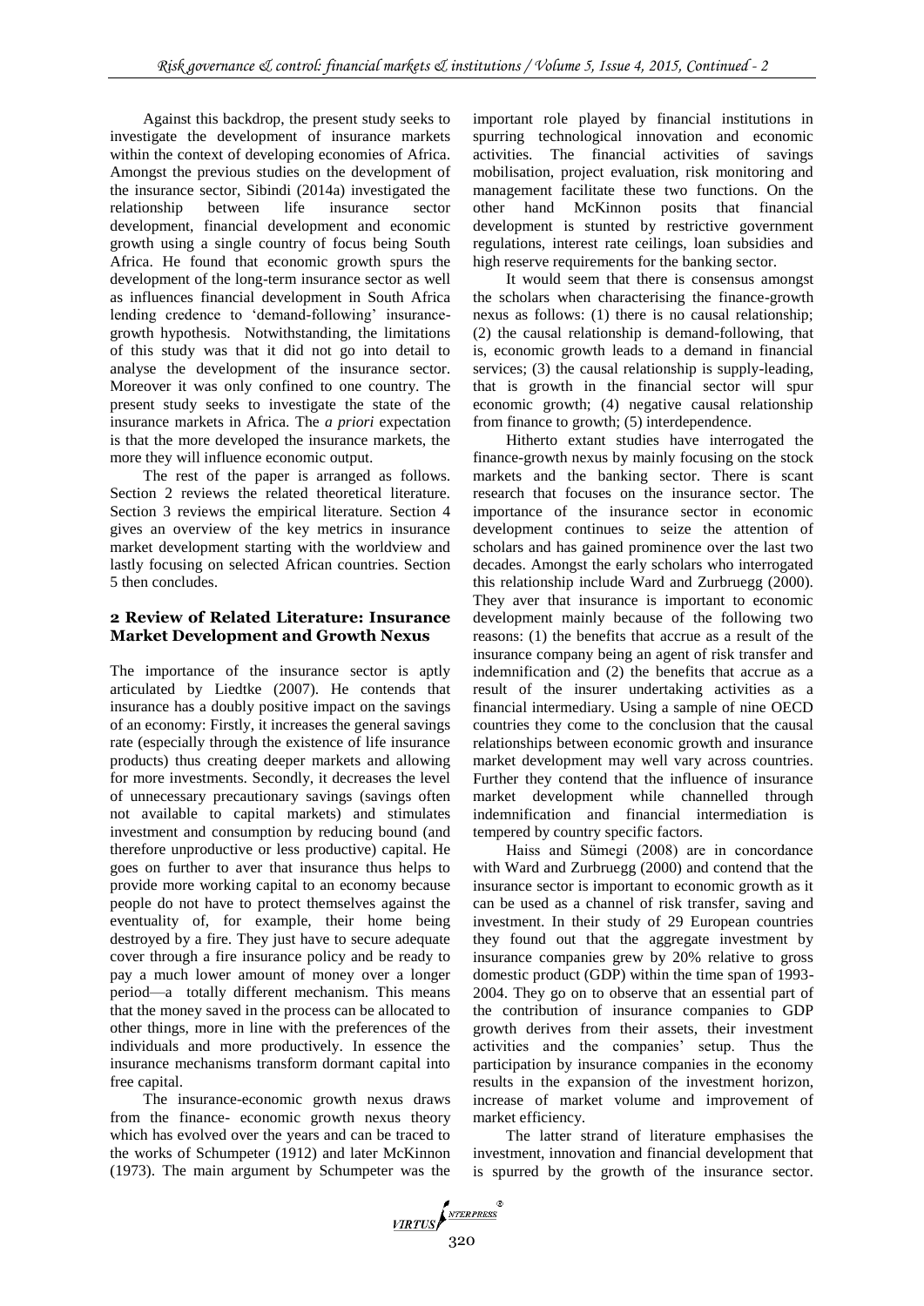Against this backdrop, the present study seeks to investigate the development of insurance markets within the context of developing economies of Africa. Amongst the previous studies on the development of the insurance sector, Sibindi (2014a) investigated the relationship between life insurance sector development, financial development and economic growth using a single country of focus being South Africa. He found that economic growth spurs the development of the long-term insurance sector as well as influences financial development in South Africa lending credence to 'demand-following' insurance-growth hypothesis. Notwithstanding, the limitations of this study was that it did not go into detail to analyse the development of the insurance sector. Moreover it was only confined to one country. The present study seeks to investigate the state of the insurance markets in Africa. The *a priori* expectation is that the more developed the insurance markets, the more they will influence economic output.

The rest of the paper is arranged as follows. Section 2 reviews the related theoretical literature. Section 3 reviews the empirical literature. Section 4 gives an overview of the key metrics in insurance market development starting with the worldview and lastly focusing on selected African countries. Section 5 then concludes.

## 2 Review of Related Literature: Insurance Market Development and Growth Nexus

The importance of the insurance sector is aptly articulated by Liedtke (2007). He contends that insurance has a doubly positive impact on the savings of an economy: Firstly, it increases the general savings rate (especially through the existence of life insurance products) thus creating deeper markets and allowing for more investments. Secondly, it decreases the level of unnecessary precautionary savings (savings often not available to capital markets) and stimulates investment and consumption by reducing bound (and therefore unproductive or less productive) capital. He goes on further to aver that insurance thus helps to provide more working capital to an economy because people do not have to protect themselves against the eventuality of, for example, their home being destroyed by a fire. They just have to secure adequate cover through a fire insurance policy and be ready to pay a much lower amount of money over a longer period—a totally different mechanism. This means that the money saved in the process can be allocated to other things, more in line with the preferences of the individuals and more productively. In essence the insurance mechanisms transform dormant capital into free capital.

The insurance-economic growth nexus draws from the finance- economic growth nexus theory which has evolved over the years and can be traced to the works of Schumpeter (1912) and later McKinnon (1973). The main argument by Schumpeter was the important role played by financial institutions in spurring technological innovation and economic activities. The financial activities of savings mobilisation, project evaluation, risk monitoring and management facilitate these two functions. On the other hand McKinnon posits that financial development is stunted by restrictive government regulations, interest rate ceilings, loan subsidies and high reserve requirements for the banking sector.

It would seem that there is consensus amongst the scholars when characterising the finance-growth nexus as follows: (1) there is no causal relationship; (2) the causal relationship is demand-following, that is, economic growth leads to a demand in financial services; (3) the causal relationship is supply-leading, that is growth in the financial sector will spur economic growth; (4) negative causal relationship from finance to growth; (5) interdependence.

Hitherto extant studies have interrogated the finance-growth nexus by mainly focusing on the stock markets and the banking sector. There is scant research that focuses on the insurance sector. The importance of the insurance sector in economic development continues to seize the attention of scholars and has gained prominence over the last two decades. Amongst the early scholars who interrogated this relationship include Ward and Zurbruegg (2000). They aver that insurance is important to economic development mainly because of the following two reasons: (1) the benefits that accrue as a result of the insurance company being an agent of risk transfer and indemnification and (2) the benefits that accrue as a result of the insurer undertaking activities as a financial intermediary. Using a sample of nine OECD countries they come to the conclusion that the causal relationships between economic growth and insurance market development may well vary across countries. Further they contend that the influence of insurance market development while channelled through indemnification and financial intermediation is tempered by country specific factors.

Haiss and Sümegi (2008) are in concordance with Ward and Zurbruegg (2000) and contend that the insurance sector is important to economic growth as it can be used as a channel of risk transfer, saving and investment. In their study of 29 European countries they found out that the aggregate investment by insurance companies grew by 20% relative to gross domestic product (GDP) within the time span of 1993-2004. They go on to observe that an essential part of the contribution of insurance companies to GDP growth derives from their assets, their investment activities and the companies' setup. Thus the participation by insurance companies in the economy results in the expansion of the investment horizon, increase of market volume and improvement of market efficiency.

The latter strand of literature emphasises the investment, innovation and financial development that is spurred by the growth of the insurance sector.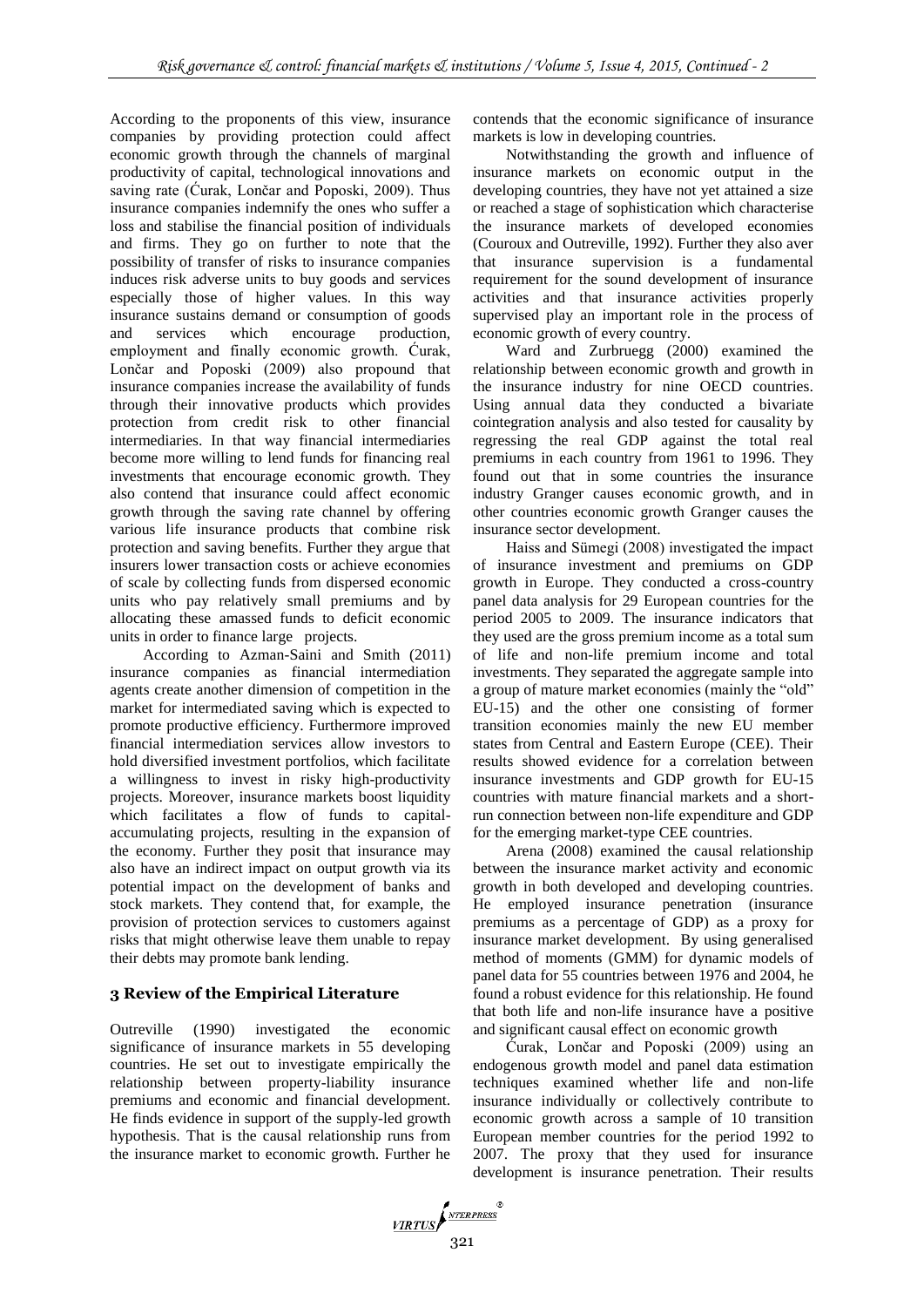According to the proponents of this view, insurance companies by providing protection could affect economic growth through the channels of marginal productivity of capital, technological innovations and saving rate (Ćurak, Lončar and Poposki, 2009). Thus insurance companies indemnify the ones who suffer a loss and stabilise the financial position of individuals and firms. They go on further to note that the possibility of transfer of risks to insurance companies induces risk adverse units to buy goods and services especially those of higher values. In this way insurance sustains demand or consumption of goods and services which encourage production, employment and finally economic growth. Ćurak, Lončar and Poposki (2009) also propound that insurance companies increase the availability of funds through their innovative products which provides protection from credit risk to other financial intermediaries. In that way financial intermediaries become more willing to lend funds for financing real investments that encourage economic growth. They also contend that insurance could affect economic growth through the saving rate channel by offering various life insurance products that combine risk protection and saving benefits. Further they argue that insurers lower transaction costs or achieve economies of scale by collecting funds from dispersed economic units who pay relatively small premiums and by allocating these amassed funds to deficit economic units in order to finance large projects.

According to Azman-Saini and Smith (2011) insurance companies as financial intermediation agents create another dimension of competition in the market for intermediated saving which is expected to promote productive efficiency. Furthermore improved financial intermediation services allow investors to hold diversified investment portfolios, which facilitate a willingness to invest in risky high-productivity projects. Moreover, insurance markets boost liquidity which facilitates a flow of funds to capital-accumulating projects, resulting in the expansion of the economy. Further they posit that insurance may also have an indirect impact on output growth via its potential impact on the development of banks and stock markets. They contend that, for example, the provision of protection services to customers against risks that might otherwise leave them unable to repay their debts may promote bank lending.

## 3 Review of the Empirical Literature

Outreville (1990) investigated the economic significance of insurance markets in 55 developing countries. He set out to investigate empirically the relationship between property-liability insurance premiums and economic and financial development. He finds evidence in support of the supply-led growth hypothesis. That is the causal relationship runs from the insurance market to economic growth. Further he contends that the economic significance of insurance markets is low in developing countries.

Notwithstanding the growth and influence of insurance markets on economic output in the developing countries, they have not yet attained a size or reached a stage of sophistication which characterise the insurance markets of developed economies (Couroux and Outreville, 1992). Further they also aver that insurance supervision is a fundamental requirement for the sound development of insurance activities and that insurance activities properly supervised play an important role in the process of economic growth of every country.

Ward and Zurbruegg (2000) examined the relationship between economic growth and growth in the insurance industry for nine OECD countries. Using annual data they conducted a bivariate cointegration analysis and also tested for causality by regressing the real GDP against the total real premiums in each country from 1961 to 1996. They found out that in some countries the insurance industry Granger causes economic growth, and in other countries economic growth Granger causes the insurance sector development.

Haiss and Sümegi (2008) investigated the impact of insurance investment and premiums on GDP growth in Europe. They conducted a cross-country panel data analysis for 29 European countries for the period 2005 to 2009. The insurance indicators that they used are the gross premium income as a total sum of life and non-life premium income and total investments. They separated the aggregate sample into a group of mature market economies (mainly the "old" EU-15) and the other one consisting of former transition economies mainly the new EU member states from Central and Eastern Europe (CEE). Their results showed evidence for a correlation between insurance investments and GDP growth for EU-15 countries with mature financial markets and a short-run connection between non-life expenditure and GDP for the emerging market-type CEE countries.

Arena (2008) examined the causal relationship between the insurance market activity and economic growth in both developed and developing countries. He employed insurance penetration (insurance premiums as a percentage of GDP) as a proxy for insurance market development. By using generalised method of moments (GMM) for dynamic models of panel data for 55 countries between 1976 and 2004, he found a robust evidence for this relationship. He found that both life and non-life insurance have a positive and significant causal effect on economic growth

Ćurak, Lončar and Poposki (2009) using an endogenous growth model and panel data estimation techniques examined whether life and non-life insurance individually or collectively contribute to economic growth across a sample of 10 transition European member countries for the period 1992 to 2007. The proxy that they used for insurance development is insurance penetration. Their results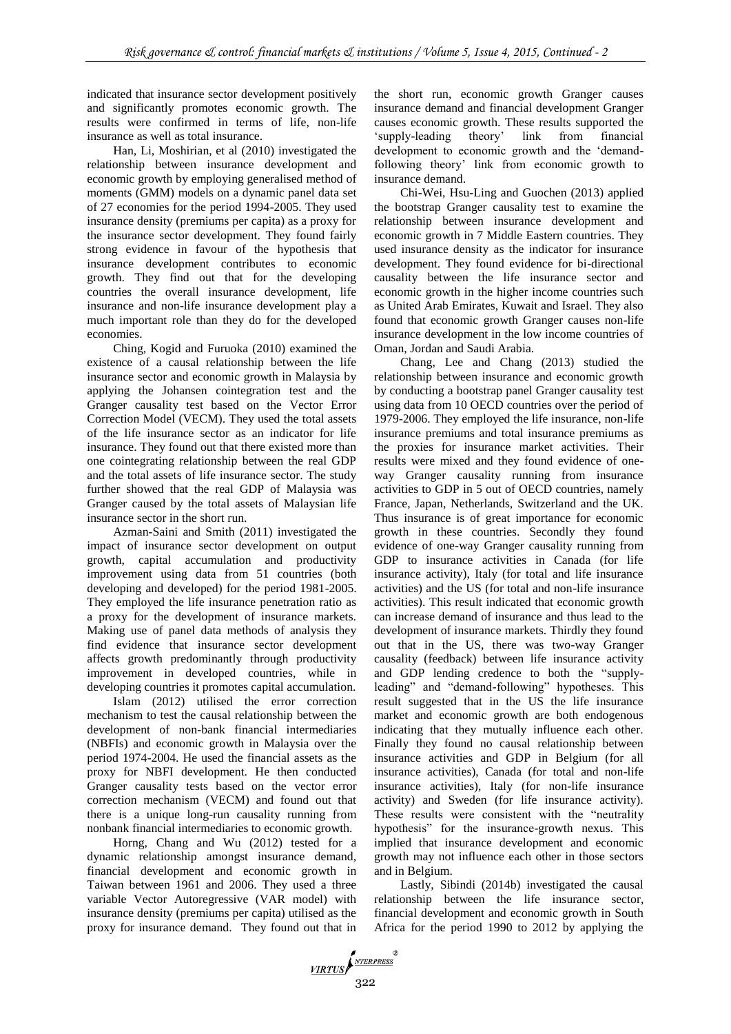indicated that insurance sector development positively and significantly promotes economic growth. The results were confirmed in terms of life, non-life insurance as well as total insurance.

Han, Li, Moshirian, et al (2010) investigated the relationship between insurance development and economic growth by employing generalised method of moments (GMM) models on a dynamic panel data set of 27 economies for the period 1994-2005. They used insurance density (premiums per capita) as a proxy for the insurance sector development. They found fairly strong evidence in favour of the hypothesis that insurance development contributes to economic growth. They find out that for the developing countries the overall insurance development, life insurance and non-life insurance development play a much important role than they do for the developed economies.

Ching, Kogid and Furuoka (2010) examined the existence of a causal relationship between the life insurance sector and economic growth in Malaysia by applying the Johansen cointegration test and the Granger causality test based on the Vector Error Correction Model (VECM). They used the total assets of the life insurance sector as an indicator for life insurance. They found out that there existed more than one cointegrating relationship between the real GDP and the total assets of life insurance sector. The study further showed that the real GDP of Malaysia was Granger caused by the total assets of Malaysian life insurance sector in the short run.

Azman-Saini and Smith (2011) investigated the impact of insurance sector development on output growth, capital accumulation and productivity improvement using data from 51 countries (both developing and developed) for the period 1981-2005. They employed the life insurance penetration ratio as a proxy for the development of insurance markets. Making use of panel data methods of analysis they find evidence that insurance sector development affects growth predominantly through productivity improvement in developed countries, while in developing countries it promotes capital accumulation.

Islam (2012) utilised the error correction mechanism to test the causal relationship between the development of non-bank financial intermediaries (NBFIs) and economic growth in Malaysia over the period 1974-2004. He used the financial assets as the proxy for NBFI development. He then conducted Granger causality tests based on the vector error correction mechanism (VECM) and found out that there is a unique long-run causality running from nonbank financial intermediaries to economic growth.

Horng, Chang and Wu (2012) tested for a dynamic relationship amongst insurance demand, financial development and economic growth in Taiwan between 1961 and 2006. They used a three variable Vector Autoregressive (VAR model) with insurance density (premiums per capita) utilised as the proxy for insurance demand. They found out that in the short run, economic growth Granger causes insurance demand and financial development Granger causes economic growth. These results supported the 'supply-leading theory' link from financial development to economic growth and the 'demand-following theory' link from economic growth to insurance demand.

Chi-Wei, Hsu-Ling and Guochen (2013) applied the bootstrap Granger causality test to examine the relationship between insurance development and economic growth in 7 Middle Eastern countries. They used insurance density as the indicator for insurance development. They found evidence for bi-directional causality between the life insurance sector and economic growth in the higher income countries such as United Arab Emirates, Kuwait and Israel. They also found that economic growth Granger causes non-life insurance development in the low income countries of Oman, Jordan and Saudi Arabia.

Chang, Lee and Chang (2013) studied the relationship between insurance and economic growth by conducting a bootstrap panel Granger causality test using data from 10 OECD countries over the period of 1979-2006. They employed the life insurance, non-life insurance premiums and total insurance premiums as the proxies for insurance market activities. Their results were mixed and they found evidence of one-way Granger causality running from insurance activities to GDP in 5 out of OECD countries, namely France, Japan, Netherlands, Switzerland and the UK. Thus insurance is of great importance for economic growth in these countries. Secondly they found evidence of one-way Granger causality running from GDP to insurance activities in Canada (for life insurance activity), Italy (for total and life insurance activities) and the US (for total and non-life insurance activities). This result indicated that economic growth can increase demand of insurance and thus lead to the development of insurance markets. Thirdly they found out that in the US, there was two-way Granger causality (feedback) between life insurance activity and GDP lending credence to both the "supply-leading" and "demand-following" hypotheses. This result suggested that in the US the life insurance market and economic growth are both endogenous indicating that they mutually influence each other. Finally they found no causal relationship between insurance activities and GDP in Belgium (for all insurance activities), Canada (for total and non-life insurance activities), Italy (for non-life insurance activity) and Sweden (for life insurance activity). These results were consistent with the "neutrality hypothesis" for the insurance-growth nexus. This implied that insurance development and economic growth may not influence each other in those sectors and in Belgium.

Lastly, Sibindi (2014b) investigated the causal relationship between the life insurance sector, financial development and economic growth in South Africa for the period 1990 to 2012 by applying the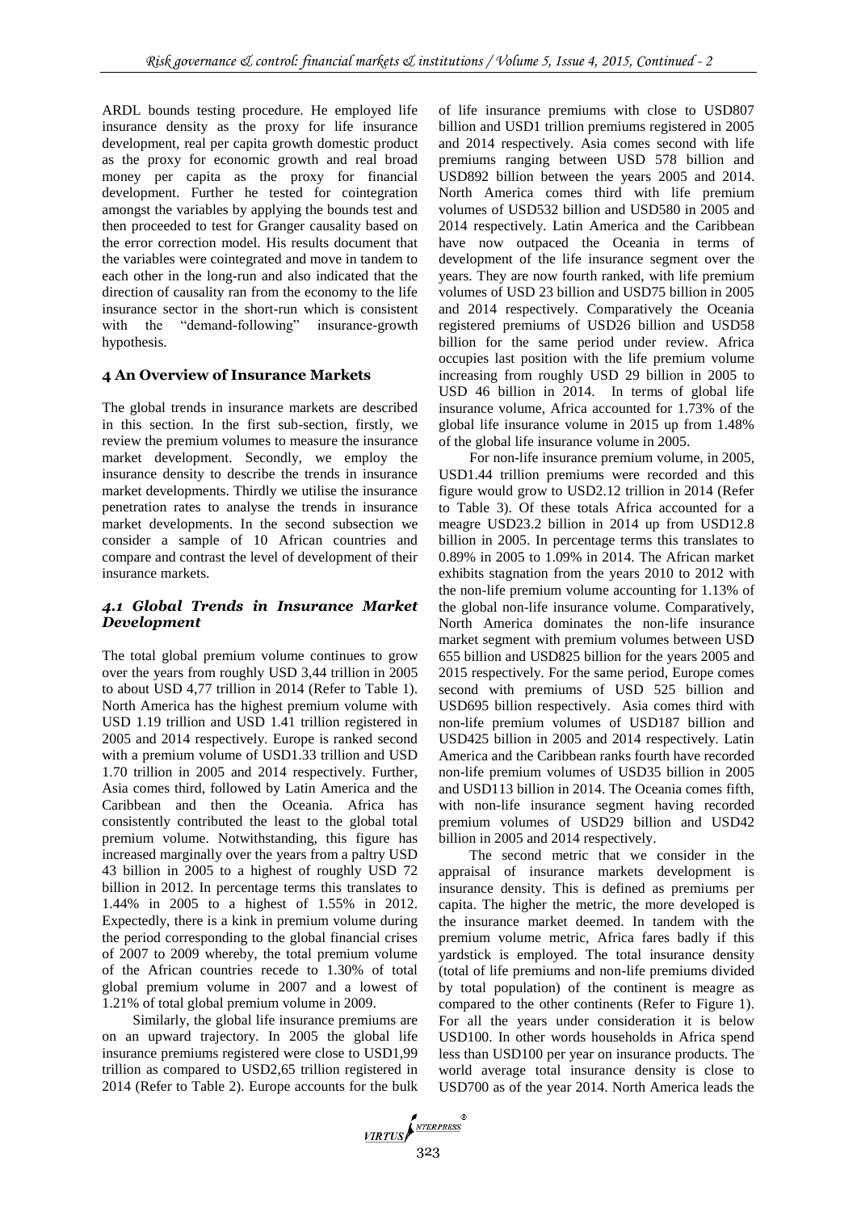ARDL bounds testing procedure. He employed life insurance density as the proxy for life insurance development, real per capita growth domestic product as the proxy for economic growth and real broad money per capita as the proxy for financial development. Further he tested for cointegration amongst the variables by applying the bounds test and then proceeded to test for Granger causality based on the error correction model. His results document that the variables were cointegrated and move in tandem to each other in the long-run and also indicated that the direction of causality ran from the economy to the life insurance sector in the short-run which is consistent with the "demand-following" insurance-growth hypothesis.

## 4 An Overview of Insurance Markets

The global trends in insurance markets are described in this section. In the first sub-section, firstly, we review the premium volumes to measure the insurance market development. Secondly, we employ the insurance density to describe the trends in insurance market developments. Thirdly we utilise the insurance penetration rates to analyse the trends in insurance market developments. In the second subsection we consider a sample of 10 African countries and compare and contrast the level of development of their insurance markets.

### *4.1 Global Trends in Insurance Market Development*

The total global premium volume continues to grow over the years from roughly USD 3,44 trillion in 2005 to about USD 4,77 trillion in 2014 (Refer to Table 1). North America has the highest premium volume with USD 1.19 trillion and USD 1.41 trillion registered in 2005 and 2014 respectively. Europe is ranked second with a premium volume of USD1.33 trillion and USD 1.70 trillion in 2005 and 2014 respectively. Further, Asia comes third, followed by Latin America and the Caribbean and then the Oceania. Africa has consistently contributed the least to the global total premium volume. Notwithstanding, this figure has increased marginally over the years from a paltry USD 43 billion in 2005 to a highest of roughly USD 72 billion in 2012. In percentage terms this translates to 1.44% in 2005 to a highest of 1.55% in 2012. Expectedly, there is a kink in premium volume during the period corresponding to the global financial crises of 2007 to 2009 whereby, the total premium volume of the African countries recede to 1.30% of total global premium volume in 2007 and a lowest of 1.21% of total global premium volume in 2009.

Similarly, the global life insurance premiums are on an upward trajectory. In 2005 the global life insurance premiums registered were close to USD1,99 trillion as compared to USD2,65 trillion registered in 2014 (Refer to Table 2). Europe accounts for the bulk of life insurance premiums with close to USD807 billion and USD1 trillion premiums registered in 2005 and 2014 respectively. Asia comes second with life premiums ranging between USD 578 billion and USD892 billion between the years 2005 and 2014. North America comes third with life premium volumes of USD532 billion and USD580 in 2005 and 2014 respectively. Latin America and the Caribbean have now outpaced the Oceania in terms of development of the life insurance segment over the years. They are now fourth ranked, with life premium volumes of USD 23 billion and USD75 billion in 2005 and 2014 respectively. Comparatively the Oceania registered premiums of USD26 billion and USD58 billion for the same period under review. Africa occupies last position with the life premium volume increasing from roughly USD 29 billion in 2005 to USD 46 billion in 2014. In terms of global life insurance volume, Africa accounted for 1.73% of the global life insurance volume in 2015 up from 1.48% of the global life insurance volume in 2005.

For non-life insurance premium volume, in 2005, USD1.44 trillion premiums were recorded and this figure would grow to USD2.12 trillion in 2014 (Refer to Table 3). Of these totals Africa accounted for a meagre USD23.2 billion in 2014 up from USD12.8 billion in 2005. In percentage terms this translates to 0.89% in 2005 to 1.09% in 2014. The African market exhibits stagnation from the years 2010 to 2012 with the non-life premium volume accounting for 1.13% of the global non-life insurance volume. Comparatively, North America dominates the non-life insurance market segment with premium volumes between USD 655 billion and USD825 billion for the years 2005 and 2015 respectively. For the same period, Europe comes second with premiums of USD 525 billion and USD695 billion respectively. Asia comes third with non-life premium volumes of USD187 billion and USD425 billion in 2005 and 2014 respectively. Latin America and the Caribbean ranks fourth have recorded non-life premium volumes of USD35 billion in 2005 and USD113 billion in 2014. The Oceania comes fifth, with non-life insurance segment having recorded premium volumes of USD29 billion and USD42 billion in 2005 and 2014 respectively.

The second metric that we consider in the appraisal of insurance markets development is insurance density. This is defined as premiums per capita. The higher the metric, the more developed is the insurance market deemed. In tandem with the premium volume metric, Africa fares badly if this yardstick is employed. The total insurance density (total of life premiums and non-life premiums divided by total population) of the continent is meagre as compared to the other continents (Refer to Figure 1). For all the years under consideration it is below USD100. In other words households in Africa spend less than USD100 per year on insurance products. The world average total insurance density is close to USD700 as of the year 2014. North America leads the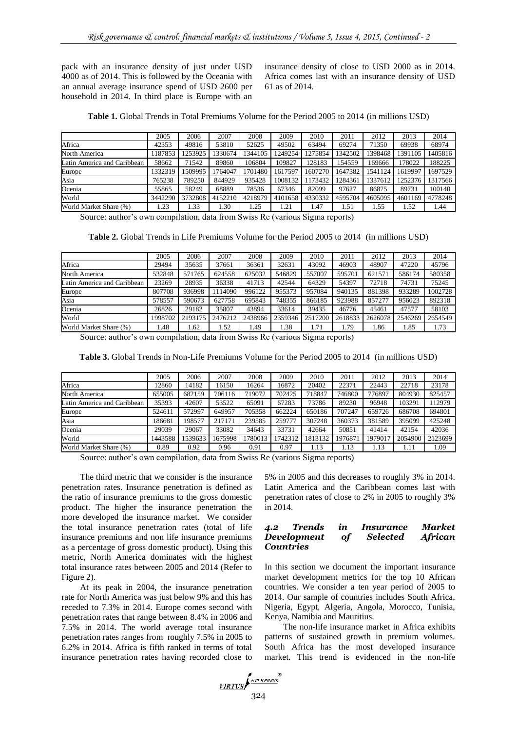pack with an insurance density of just under USD 4000 as of 2014. This is followed by the Oceania with an annual average insurance spend of USD 2600 per household in 2014. In third place is Europe with an insurance density of close to USD 2000 as in 2014. Africa comes last with an insurance density of USD 61 as of 2014.

**Table 1.** Global Trends in Total Premiums Volume for the Period 2005 to 2014 (in millions USD)

| | 2005 | 2006 | 2007 | 2008 | 2009 | 2010 | 2011 | 2012 | 2013 | 2014 |
|---|---|---|---|---|---|---|---|---|---|---|
| Africa | 42353 | 49816 | 53810 | 52625 | 49502 | 63494 | 69274 | 71350 | 69938 | 68974 |
| North America | 1187853 | 1253925 | 1330674 | 1344105 | 1249254 | 1275854 | 1342502 | 1398468 | 1391105 | 1405816 |
| Latin America and Caribbean | 58662 | 71542 | 89860 | 106804 | 109827 | 128183 | 154559 | 169666 | 178022 | 188225 |
| Europe | 1332319 | 1509995 | 1764047 | 1701480 | 1617597 | 1607270 | 1647382 | 1541124 | 1619997 | 1697529 |
| Asia | 765238 | 789250 | 844929 | 935428 | 1008132 | 1173432 | 1284361 | 1337612 | 1252376 | 1317566 |
| Ocenia | 55865 | 58249 | 68889 | 78536 | 67346 | 82099 | 97627 | 86875 | 89731 | 100140 |
| World | 3442290 | 3732808 | 4152210 | 4218979 | 4101658 | 4330332 | 4595704 | 4605095 | 4601169 | 4778248 |
| World Market Share (%) | 1.23 | 1.33 | 1.30 | 1.25 | 1.21 | 1.47 | 1.51 | 1.55 | 1.52 | 1.44 |

Source: author's own compilation, data from Swiss Re (various Sigma reports)

**Table 2.** Global Trends in Life Premiums Volume for the Period 2005 to 2014 (in millions USD)

| | 2005 | 2006 | 2007 | 2008 | 2009 | 2010 | 2011 | 2012 | 2013 | 2014 |
|---|---|---|---|---|---|---|---|---|---|---|
| Africa | 29494 | 35635 | 37661 | 36361 | 32631 | 43092 | 46903 | 48907 | 47220 | 45796 |
| North America | 532848 | 571765 | 624558 | 625032 | 546829 | 557007 | 595701 | 621571 | 586174 | 580358 |
| Latin America and Caribbean | 23269 | 28935 | 36338 | 41713 | 42544 | 64329 | 54397 | 72718 | 74731 | 75245 |
| Europe | 807708 | 936998 | 1114090 | 996122 | 955373 | 957084 | 940135 | 881398 | 933289 | 1002728 |
| Asia | 578557 | 590673 | 627758 | 695843 | 748355 | 866185 | 923988 | 857277 | 956023 | 892318 |
| Ocenia | 26826 | 29182 | 35807 | 43894 | 33614 | 39435 | 46776 | 45461 | 47577 | 58103 |
| World | 1998702 | 2193175 | 2476212 | 2438966 | 2359346 | 2517200 | 2618833 | 2626078 | 2546269 | 2654549 |
| World Market Share (%) | 1.48 | 1.62 | 1.52 | 1.49 | 1.38 | 1.71 | 1.79 | 1.86 | 1.85 | 1.73 |

Source: author's own compilation, data from Swiss Re (various Sigma reports)

**Table 3.** Global Trends in Non-Life Premiums Volume for the Period 2005 to 2014 (in millions USD)

| | 2005 | 2006 | 2007 | 2008 | 2009 | 2010 | 2011 | 2012 | 2013 | 2014 |
|---|---|---|---|---|---|---|---|---|---|---|
| Africa | 12860 | 14182 | 16150 | 16264 | 16872 | 20402 | 22371 | 22443 | 22718 | 23178 |
| North America | 655005 | 682159 | 706116 | 719072 | 702425 | 718847 | 746800 | 776897 | 804930 | 825457 |
| Latin America and Caribbean | 35393 | 42607 | 53522 | 65091 | 67283 | 73786 | 89230 | 96948 | 103291 | 112979 |
| Europe | 524611 | 572997 | 649957 | 705358 | 662224 | 650186 | 707247 | 659726 | 686708 | 694801 |
| Asia | 186681 | 198577 | 217171 | 239585 | 259777 | 307248 | 360373 | 381589 | 395099 | 425248 |
| Ocenia | 29039 | 29067 | 33082 | 34643 | 33731 | 42664 | 50851 | 41414 | 42154 | 42036 |
| World | 1443588 | 1539633 | 1675998 | 1780013 | 1742312 | 1813132 | 1976871 | 1979017 | 2054900 | 2123699 |
| World Market Share (%) | 0.89 | 0.92 | 0.96 | 0.91 | 0.97 | 1.13 | 1.13 | 1.13 | 1.11 | 1.09 |

Source: author's own compilation, data from Swiss Re (various Sigma reports)

The third metric that we consider is the insurance penetration rates. Insurance penetration is defined as the ratio of insurance premiums to the gross domestic product. The higher the insurance penetration the more developed the insurance market. We consider the total insurance penetration rates (total of life insurance premiums and non life insurance premiums as a percentage of gross domestic product). Using this metric, North America dominates with the highest total insurance rates between 2005 and 2014 (Refer to Figure 2).

At its peak in 2004, the insurance penetration rate for North America was just below 9% and this has receded to 7.3% in 2014. Europe comes second with penetration rates that range between 8.4% in 2006 and 7.5% in 2014. The world average total insurance penetration rates ranges from roughly 7.5% in 2005 to 6.2% in 2014. Africa is fifth ranked in terms of total insurance penetration rates having recorded close to 5% in 2005 and this decreases to roughly 3% in 2014. Latin America and the Caribbean comes last with penetration rates of close to 2% in 2005 to roughly 3% in 2014.

### 4.2 Trends in Insurance Market Development of Selected African Countries

In this section we document the important insurance market development metrics for the top 10 African countries. We consider a ten year period of 2005 to 2014. Our sample of countries includes South Africa, Nigeria, Egypt, Algeria, Angola, Morocco, Tunisia, Kenya, Namibia and Mauritius.

The non-life insurance market in Africa exhibits patterns of sustained growth in premium volumes. South Africa has the most developed insurance market. This trend is evidenced in the non-life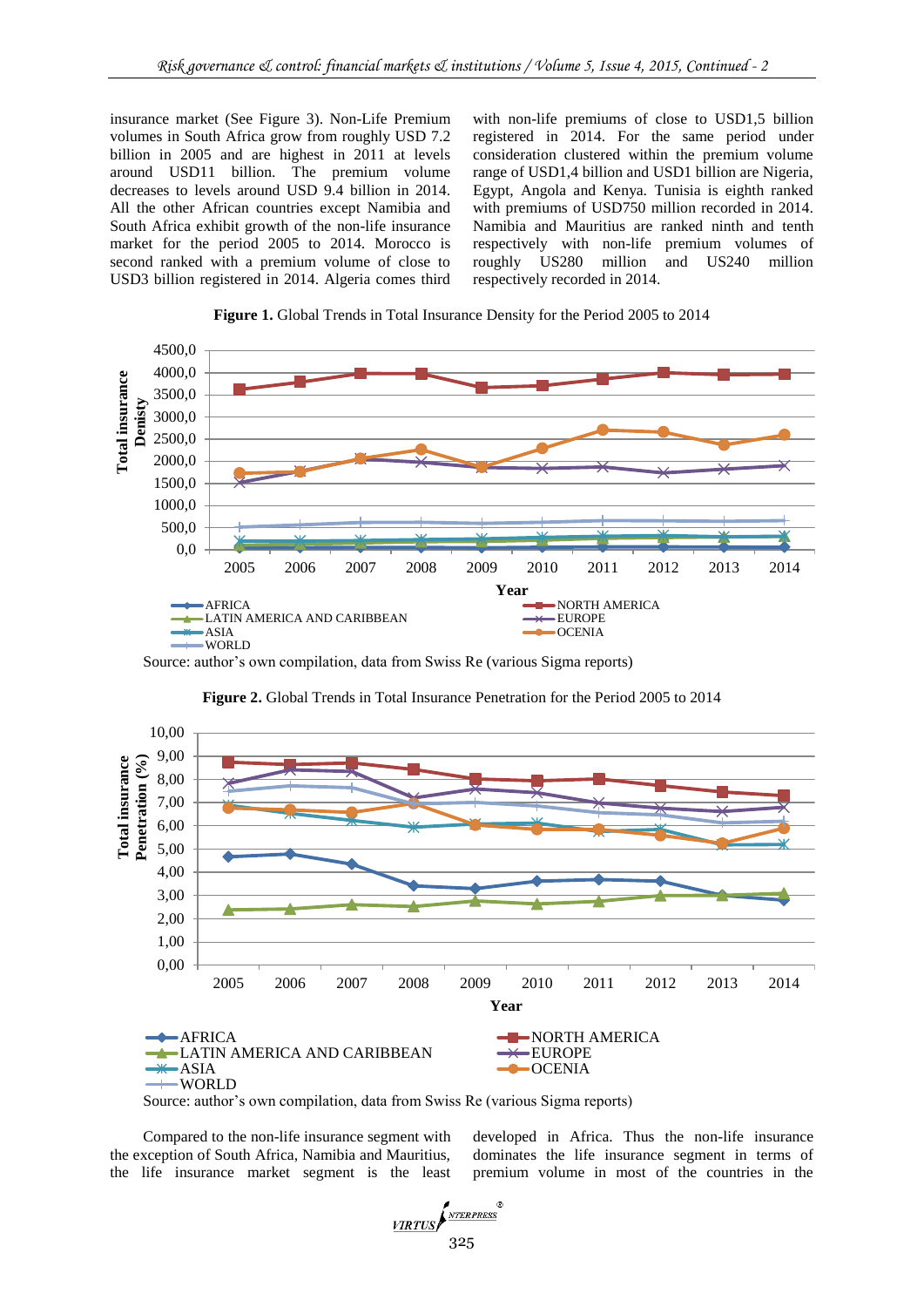insurance market (See Figure 3). Non-Life Premium volumes in South Africa grow from roughly USD 7.2 billion in 2005 and are highest in 2011 at levels around USD11 billion. The premium volume decreases to levels around USD 9.4 billion in 2014. All the other African countries except Namibia and South Africa exhibit growth of the non-life insurance market for the period 2005 to 2014. Morocco is second ranked with a premium volume of close to USD3 billion registered in 2014. Algeria comes third with non-life premiums of close to USD1,5 billion registered in 2014. For the same period under consideration clustered within the premium volume range of USD1,4 billion and USD1 billion are Nigeria, Egypt, Angola and Kenya. Tunisia is eighth ranked with premiums of USD750 million recorded in 2014. Namibia and Mauritius are ranked ninth and tenth respectively with non-life premium volumes of roughly US280 million and US240 million respectively recorded in 2014.

**Figure 1.** Global Trends in Total Insurance Density for the Period 2005 to 2014

Source: author's own compilation, data from Swiss Re (various Sigma reports)

**Figure 2.** Global Trends in Total Insurance Penetration for the Period 2005 to 2014

Source: author's own compilation, data from Swiss Re (various Sigma reports)

Compared to the non-life insurance segment with the exception of South Africa, Namibia and Mauritius, the life insurance market segment is the least developed in Africa. Thus the non-life insurance dominates the life insurance segment in terms of premium volume in most of the countries in the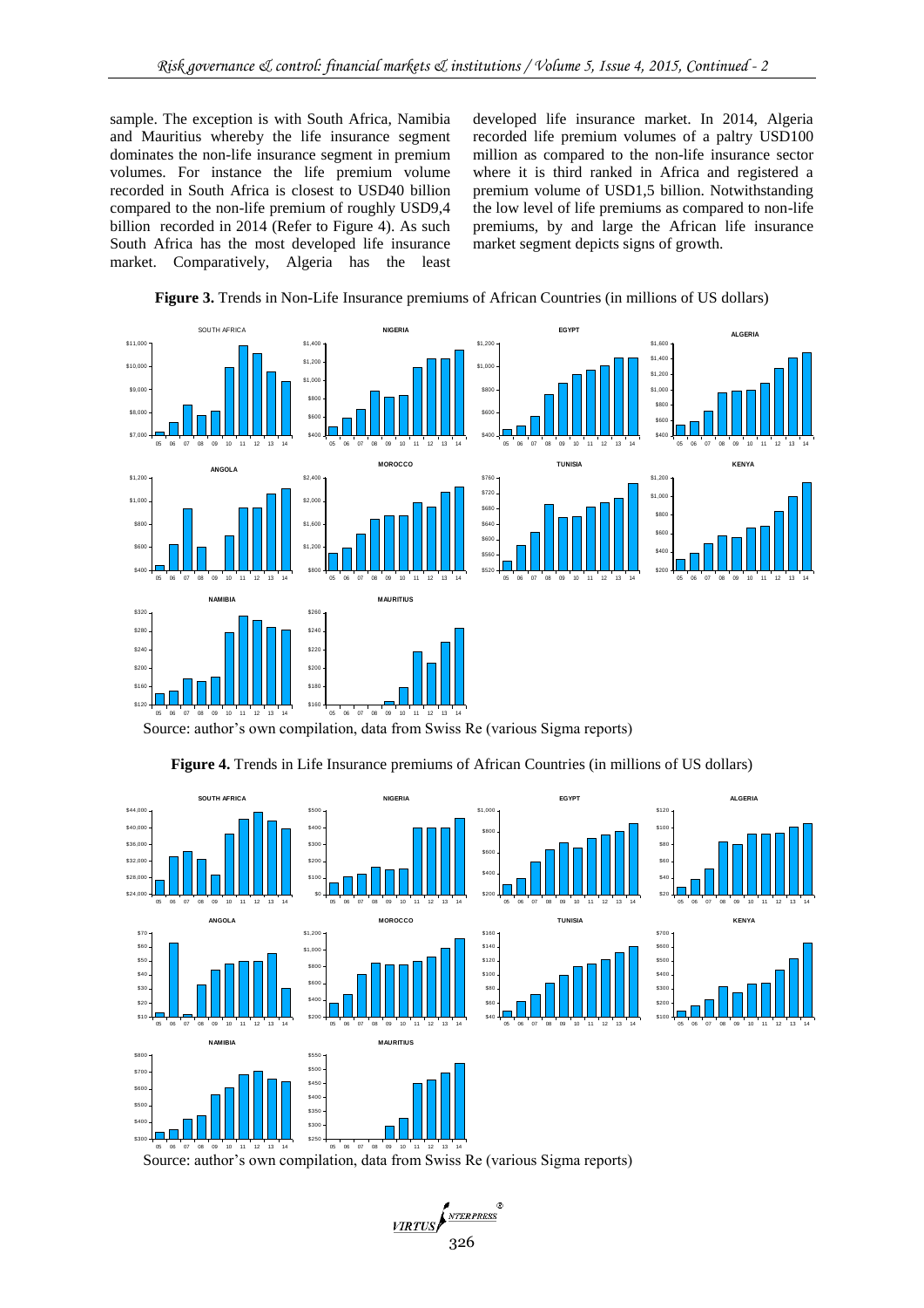sample. The exception is with South Africa, Namibia and Mauritius whereby the life insurance segment dominates the non-life insurance segment in premium volumes. For instance the life premium volume recorded in South Africa is closest to USD40 billion compared to the non-life premium of roughly USD9,4 billion recorded in 2014 (Refer to Figure 4). As such South Africa has the most developed life insurance market. Comparatively, Algeria has the least developed life insurance market. In 2014, Algeria recorded life premium volumes of a paltry USD100 million as compared to the non-life insurance sector where it is third ranked in Africa and registered a premium volume of USD1,5 billion. Notwithstanding the low level of life premiums as compared to non-life premiums, by and large the African life insurance market segment depicts signs of growth.

**Figure 3.** Trends in Non-Life Insurance premiums of African Countries (in millions of US dollars)

Source: author's own compilation, data from Swiss Re (various Sigma reports)

**Figure 4.** Trends in Life Insurance premiums of African Countries (in millions of US dollars)

Source: author's own compilation, data from Swiss Re (various Sigma reports)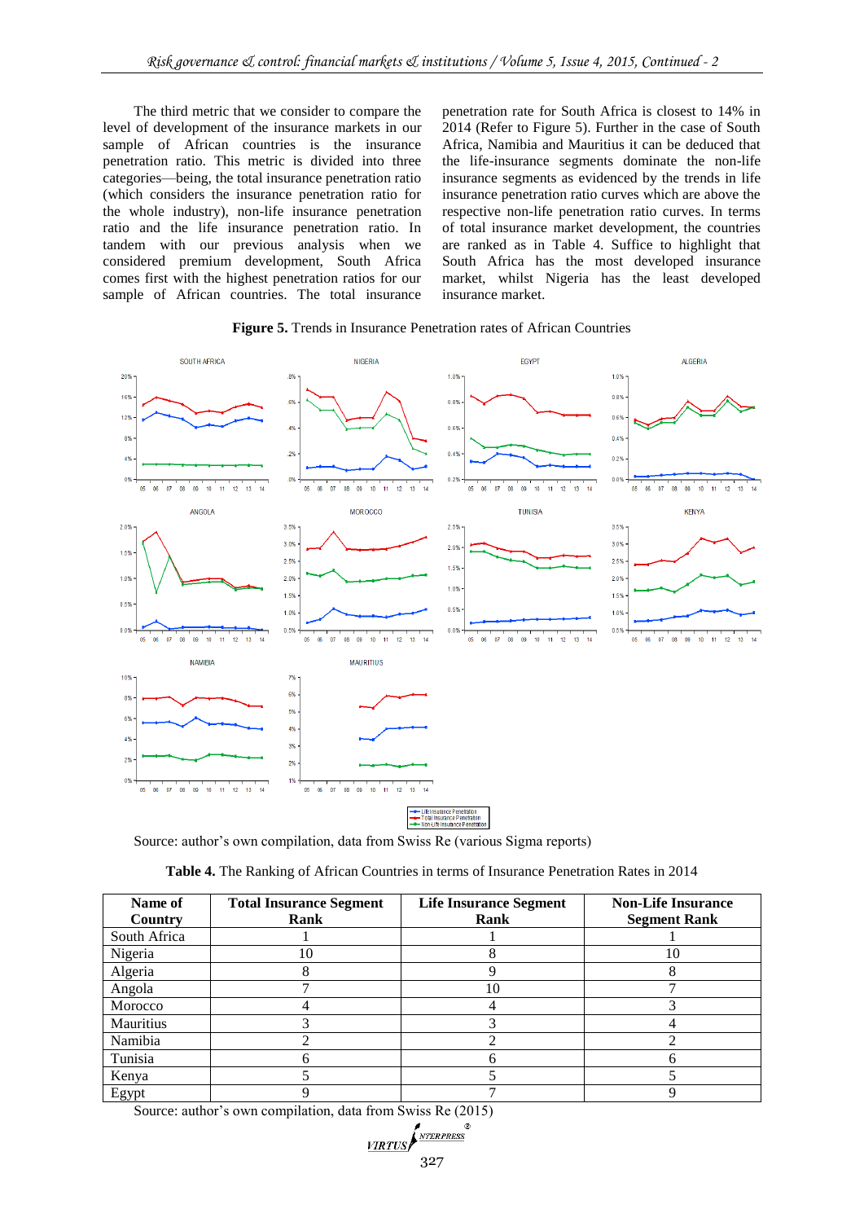The third metric that we consider to compare the level of development of the insurance markets in our sample of African countries is the insurance penetration ratio. This metric is divided into three categories—being, the total insurance penetration ratio (which considers the insurance penetration ratio for the whole industry), non-life insurance penetration ratio and the life insurance penetration ratio. In tandem with our previous analysis when we considered premium development, South Africa comes first with the highest penetration ratios for our sample of African countries. The total insurance penetration rate for South Africa is closest to 14% in 2014 (Refer to Figure 5). Further in the case of South Africa, Namibia and Mauritius it can be deduced that the life-insurance segments dominate the non-life insurance segments as evidenced by the trends in life insurance penetration ratio curves which are above the respective non-life penetration ratio curves. In terms of total insurance market development, the countries are ranked as in Table 4. Suffice to highlight that South Africa has the most developed insurance market, whilst Nigeria has the least developed insurance market.

**Figure 5.** Trends in Insurance Penetration rates of African Countries

Source: author's own compilation, data from Swiss Re (various Sigma reports)

**Table 4.** The Ranking of African Countries in terms of Insurance Penetration Rates in 2014

| Name of Country | Total Insurance Segment Rank | Life Insurance Segment Rank | Non-Life Insurance Segment Rank |
|---|---|---|---|
| South Africa | 1 | 1 | 1 |
| Nigeria | 10 | 8 | 10 |
| Algeria | 8 | 9 | 8 |
| Angola | 7 | 10 | 7 |
| Morocco | 4 | 4 | 3 |
| Mauritius | 3 | 3 | 4 |
| Namibia | 2 | 2 | 2 |
| Tunisia | 6 | 6 | 6 |
| Kenya | 5 | 5 | 5 |
| Egypt | 9 | 7 | 9 |

Source: author's own compilation, data from Swiss Re (2015)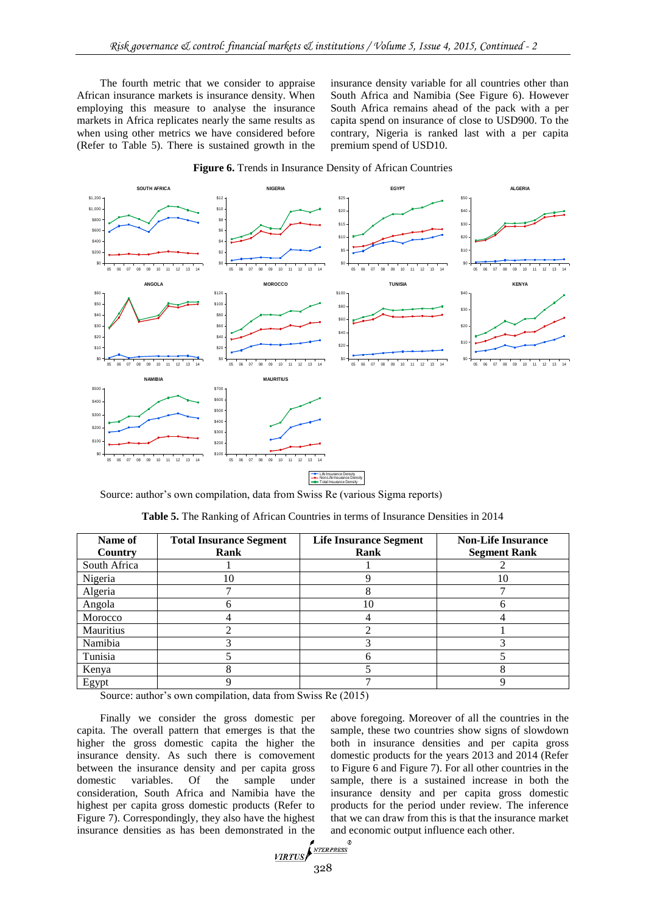The fourth metric that we consider to appraise African insurance markets is insurance density. When employing this measure to analyse the insurance markets in Africa replicates nearly the same results as when using other metrics we have considered before (Refer to Table 5). There is sustained growth in the insurance density variable for all countries other than South Africa and Namibia (See Figure 6). However South Africa remains ahead of the pack with a per capita spend on insurance of close to USD900. To the contrary, Nigeria is ranked last with a per capita premium spend of USD10.

**Figure 6.** Trends in Insurance Density of African Countries

Source: author's own compilation, data from Swiss Re (various Sigma reports)

**Table 5.** The Ranking of African Countries in terms of Insurance Densities in 2014

| Name of Country | Total Insurance Segment Rank | Life Insurance Segment Rank | Non-Life Insurance Segment Rank |
|---|---|---|---|
| South Africa | 1 | 1 | 2 |
| Nigeria | 10 | 9 | 10 |
| Algeria | 7 | 8 | 7 |
| Angola | 6 | 10 | 6 |
| Morocco | 4 | 4 | 4 |
| Mauritius | 2 | 2 | 1 |
| Namibia | 3 | 3 | 3 |
| Tunisia | 5 | 6 | 5 |
| Kenya | 8 | 5 | 8 |
| Egypt | 9 | 7 | 9 |

Source: author's own compilation, data from Swiss Re (2015)

Finally we consider the gross domestic per capita. The overall pattern that emerges is that the higher the gross domestic capita the higher the insurance density. As such there is comovement between the insurance density and per capita gross domestic variables. Of the sample under consideration, South Africa and Namibia have the highest per capita gross domestic products (Refer to Figure 7). Correspondingly, they also have the highest insurance densities as has been demonstrated in the above foregoing. Moreover of all the countries in the sample, these two countries show signs of slowdown both in insurance densities and per capita gross domestic products for the years 2013 and 2014 (Refer to Figure 6 and Figure 7). For all other countries in the sample, there is a sustained increase in both the insurance density and per capita gross domestic products for the period under review. The inference that we can draw from this is that the insurance market and economic output influence each other.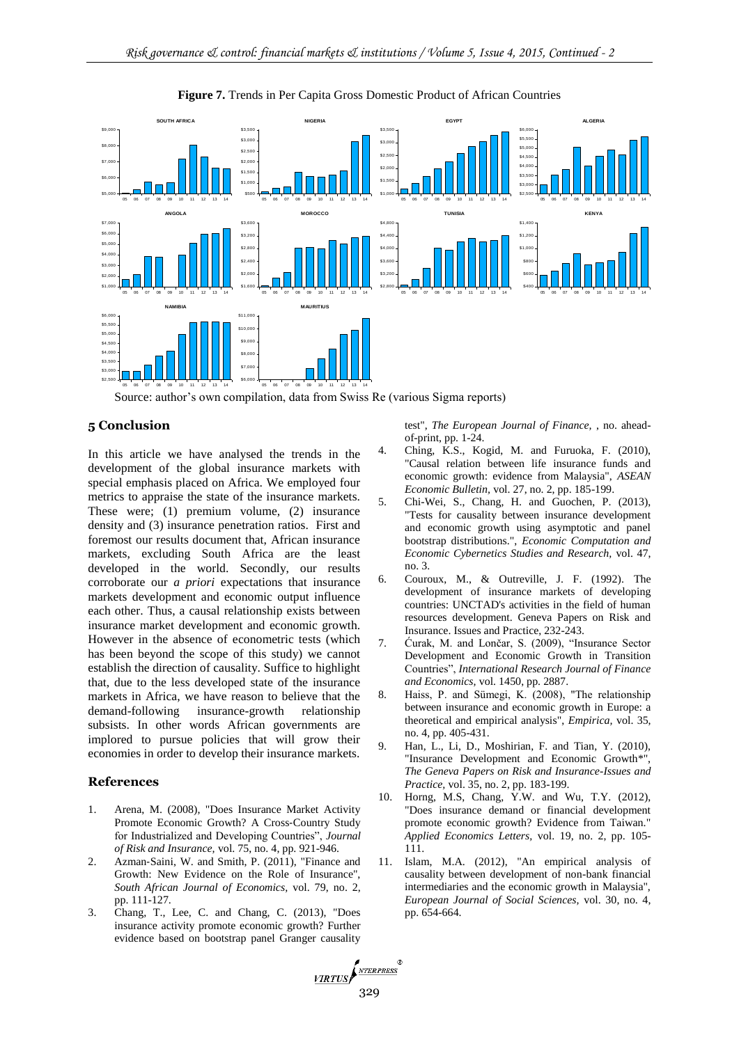**Figure 7.** Trends in Per Capita Gross Domestic Product of African Countries

Source: author's own compilation, data from Swiss Re (various Sigma reports)

## 5 Conclusion

In this article we have analysed the trends in the development of the global insurance markets with special emphasis placed on Africa. We employed four metrics to appraise the state of the insurance markets. These were; (1) premium volume, (2) insurance density and (3) insurance penetration ratios. First and foremost our results document that, African insurance markets, excluding South Africa are the least developed in the world. Secondly, our results corroborate our *a priori* expectations that insurance markets development and economic output influence each other. Thus, a causal relationship exists between insurance market development and economic growth. However in the absence of econometric tests (which has been beyond the scope of this study) we cannot establish the direction of causality. Suffice to highlight that, due to the less developed state of the insurance markets in Africa, we have reason to believe that the demand-following insurance-growth relationship subsists. In other words African governments are implored to pursue policies that will grow their economies in order to develop their insurance markets.

## References

1. Arena, M. (2008), "Does Insurance Market Activity Promote Economic Growth? A Cross-Country Study for Industrialized and Developing Countries", *Journal of Risk and Insurance*, vol. 75, no. 4, pp. 921-946.
2. Azman-Saini, W. and Smith, P. (2011), "Finance and Growth: New Evidence on the Role of Insurance", *South African Journal of Economics*, vol. 79, no. 2, pp. 111-127.
3. Chang, T., Lee, C. and Chang, C. (2013), "Does insurance activity promote economic growth? Further evidence based on bootstrap panel Granger causality test", *The European Journal of Finance*, , no. ahead-of-print, pp. 1-24.
4. Ching, K.S., Kogid, M. and Furuoka, F. (2010), "Causal relation between life insurance funds and economic growth: evidence from Malaysia", *ASEAN Economic Bulletin*, vol. 27, no. 2, pp. 185-199.
5. Chi-Wei, S., Chang, H. and Guochen, P. (2013), "Tests for causality between insurance development and economic growth using asymptotic and panel bootstrap distributions.", *Economic Computation and Economic Cybernetics Studies and Research*, vol. 47, no. 3.
6. Couroux, M., & Outreville, J. F. (1992). The development of insurance markets of developing countries: UNCTAD's activities in the field of human resources development. Geneva Papers on Risk and Insurance. Issues and Practice, 232-243.
7. Ćurak, M. and Lončar, S. (2009), "Insurance Sector Development and Economic Growth in Transition Countries", *International Research Journal of Finance and Economics*, vol. 1450, pp. 2887.
8. Haiss, P. and Sümegi, K. (2008), "The relationship between insurance and economic growth in Europe: a theoretical and empirical analysis", *Empirica*, vol. 35, no. 4, pp. 405-431.
9. Han, L., Li, D., Moshirian, F. and Tian, Y. (2010), "Insurance Development and Economic Growth*", *The Geneva Papers on Risk and Insurance-Issues and Practice*, vol. 35, no. 2, pp. 183-199.
10. Horng, M.S, Chang, Y.W. and Wu, T.Y. (2012), "Does insurance demand or financial development promote economic growth? Evidence from Taiwan." *Applied Economics Letters*, vol. 19, no. 2, pp. 105-111.
11. Islam, M.A. (2012), "An empirical analysis of causality between development of non-bank financial intermediaries and the economic growth in Malaysia", *European Journal of Social Sciences*, vol. 30, no. 4, pp. 654-664.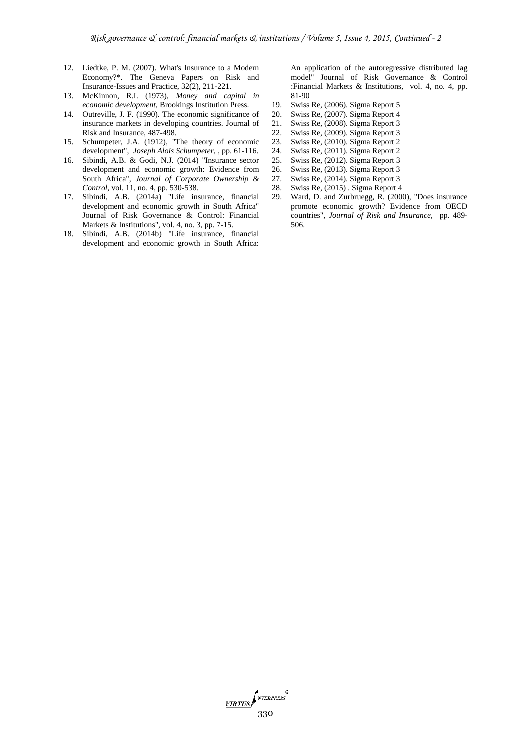12. Liedtke, P. M. (2007). What's Insurance to a Modern Economy?*. The Geneva Papers on Risk and Insurance-Issues and Practice, 32(2), 211-221.
13. McKinnon, R.I. (1973), *Money and capital in economic development,* Brookings Institution Press.
14. Outreville, J. F. (1990). The economic significance of insurance markets in developing countries. Journal of Risk and Insurance, 487-498.
15. Schumpeter, J.A. (1912), "The theory of economic development", *Joseph Alois Schumpeter,* , pp. 61-116.
16. Sibindi, A.B. & Godi, N.J. (2014) "Insurance sector development and economic growth: Evidence from South Africa", *Journal of Corporate Ownership & Control*, vol. 11, no. 4, pp. 530-538.
17. Sibindi, A.B. (2014a) "Life insurance, financial development and economic growth in South Africa" Journal of Risk Governance & Control: Financial Markets & Institutions", vol. 4, no. 3, pp. 7-15.
18. Sibindi, A.B. (2014b) "Life insurance, financial development and economic growth in South Africa: An application of the autoregressive distributed lag model" Journal of Risk Governance & Control :Financial Markets & Institutions, vol. 4, no. 4, pp. 81-90
19. Swiss Re, (2006). Sigma Report 5
20. Swiss Re, (2007). Sigma Report 4
21. Swiss Re, (2008). Sigma Report 3
22. Swiss Re, (2009). Sigma Report 3
23. Swiss Re, (2010). Sigma Report 2
24. Swiss Re, (2011). Sigma Report 2
25. Swiss Re, (2012). Sigma Report 3
26. Swiss Re, (2013). Sigma Report 3
27. Swiss Re, (2014). Sigma Report 3
28. Swiss Re, (2015) . Sigma Report 4
29. Ward, D. and Zurbruegg, R. (2000), "Does insurance promote economic growth? Evidence from OECD countries", *Journal of Risk and Insurance,* pp. 489-506.